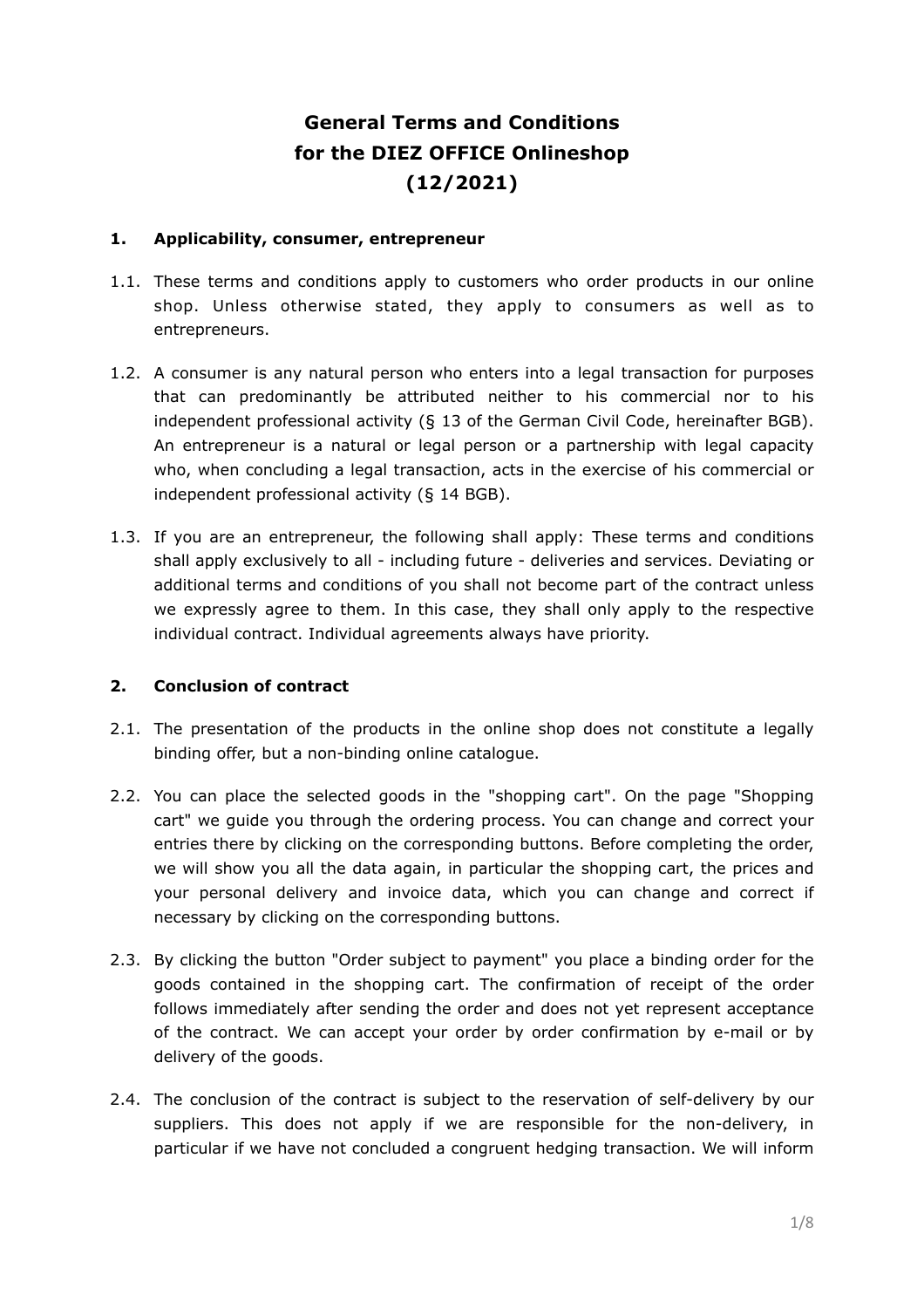# General Terms and Conditions for the DIEZ OFFICE Onlineshop (12/2021)

## 1. Applicability, consumer, entrepreneur

1.1. These terms and conditions apply to customers who order products in our online shop. Unless otherwise stated, they apply to consumers as well as to entrepreneurs.

1.2. A consumer is any natural person who enters into a legal transaction for purposes that can predominantly be attributed neither to his commercial nor to his independent professional activity (§ 13 of the German Civil Code, hereinafter BGB). An entrepreneur is a natural or legal person or a partnership with legal capacity who, when concluding a legal transaction, acts in the exercise of his commercial or independent professional activity (§ 14 BGB).

1.3. If you are an entrepreneur, the following shall apply: These terms and conditions shall apply exclusively to all - including future - deliveries and services. Deviating or additional terms and conditions of you shall not become part of the contract unless we expressly agree to them. In this case, they shall only apply to the respective individual contract. Individual agreements always have priority.

## 2. Conclusion of contract

2.1. The presentation of the products in the online shop does not constitute a legally binding offer, but a non-binding online catalogue.

2.2. You can place the selected goods in the "shopping cart". On the page "Shopping cart" we guide you through the ordering process. You can change and correct your entries there by clicking on the corresponding buttons. Before completing the order, we will show you all the data again, in particular the shopping cart, the prices and your personal delivery and invoice data, which you can change and correct if necessary by clicking on the corresponding buttons.

2.3. By clicking the button "Order subject to payment" you place a binding order for the goods contained in the shopping cart. The confirmation of receipt of the order follows immediately after sending the order and does not yet represent acceptance of the contract. We can accept your order by order confirmation by e-mail or by delivery of the goods.

2.4. The conclusion of the contract is subject to the reservation of self-delivery by our suppliers. This does not apply if we are responsible for the non-delivery, in particular if we have not concluded a congruent hedging transaction. We will inform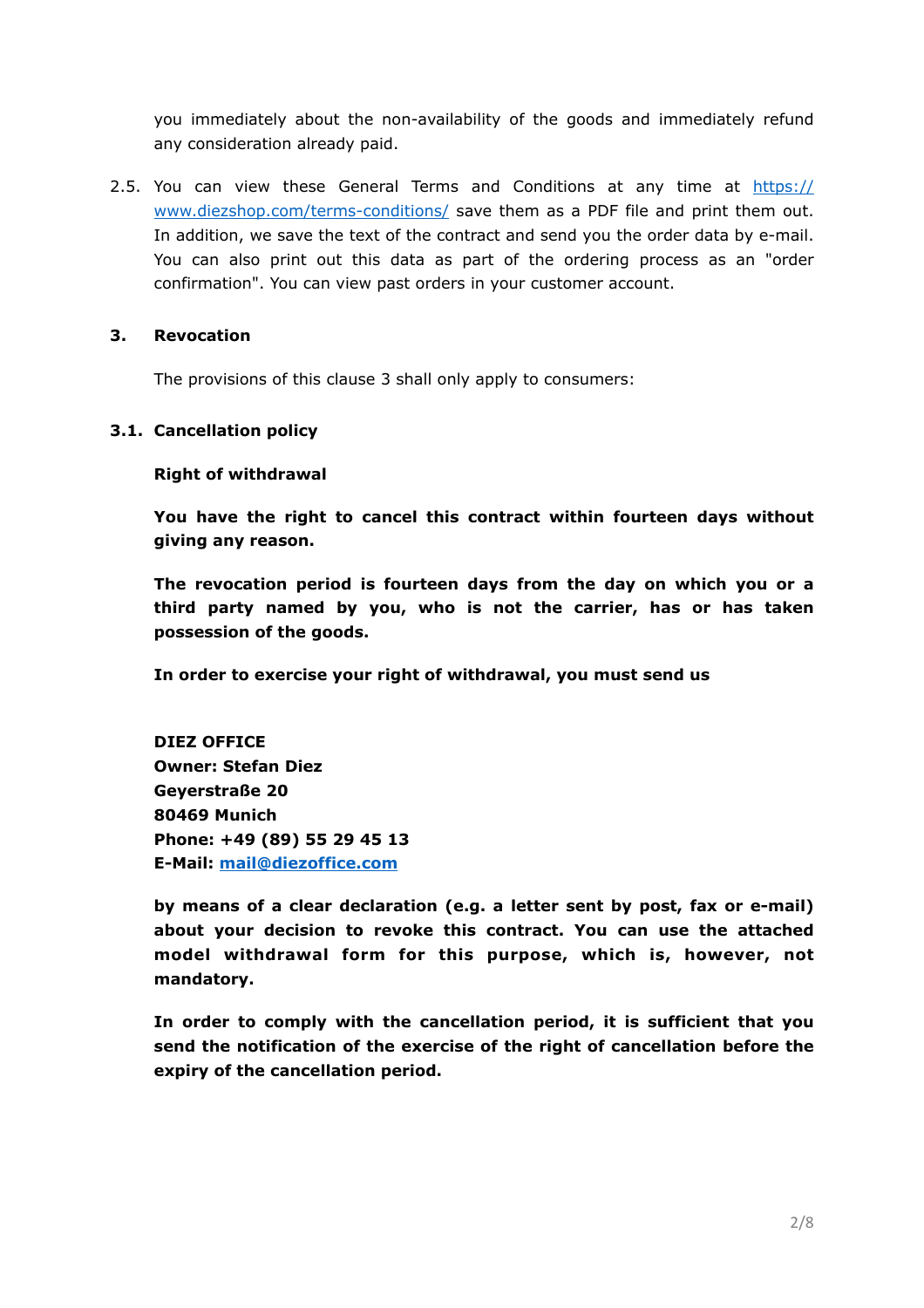you immediately about the non-availability of the goods and immediately refund any consideration already paid.

2.5. You can view these General Terms and Conditions at any time at [https://www.diezshop.com/terms-conditions/](https://www.diezshop.com/terms-conditions/) save them as a PDF file and print them out. In addition, we save the text of the contract and send you the order data by e-mail. You can also print out this data as part of the ordering process as an "order confirmation". You can view past orders in your customer account.

## 3. Revocation

The provisions of this clause 3 shall only apply to consumers:

### 3.1. Cancellation policy

**Right of withdrawal**

**You have the right to cancel this contract within fourteen days without giving any reason.**

**The revocation period is fourteen days from the day on which you or a third party named by you, who is not the carrier, has or has taken possession of the goods.**

**In order to exercise your right of withdrawal, you must send us**

**DIEZ OFFICE**
**Owner: Stefan Diez**
**Geyerstraße 20**
**80469 Munich**
**Phone: +49 (89) 55 29 45 13**
**E-Mail: [mail@diezoffice.com](mailto:mail@diezoffice.com)**

**by means of a clear declaration (e.g. a letter sent by post, fax or e-mail) about your decision to revoke this contract. You can use the attached model withdrawal form for this purpose, which is, however, not mandatory.**

**In order to comply with the cancellation period, it is sufficient that you send the notification of the exercise of the right of cancellation before the expiry of the cancellation period.**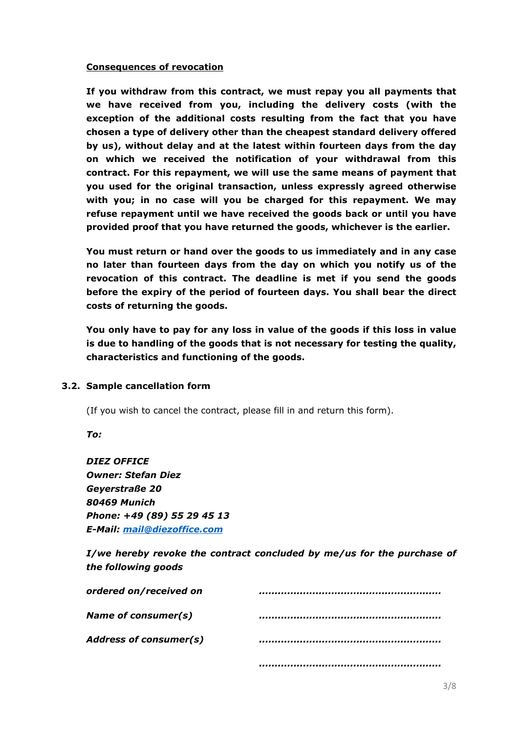**Consequences of revocation**

**If you withdraw from this contract, we must repay you all payments that we have received from you, including the delivery costs (with the exception of the additional costs resulting from the fact that you have chosen a type of delivery other than the cheapest standard delivery offered by us), without delay and at the latest within fourteen days from the day on which we received the notification of your withdrawal from this contract. For this repayment, we will use the same means of payment that you used for the original transaction, unless expressly agreed otherwise with you; in no case will you be charged for this repayment. We may refuse repayment until we have received the goods back or until you have provided proof that you have returned the goods, whichever is the earlier.**

**You must return or hand over the goods to us immediately and in any case no later than fourteen days from the day on which you notify us of the revocation of this contract. The deadline is met if you send the goods before the expiry of the period of fourteen days. You shall bear the direct costs of returning the goods.**

**You only have to pay for any loss in value of the goods if this loss in value is due to handling of the goods that is not necessary for testing the quality, characteristics and functioning of the goods.**

### 3.2. Sample cancellation form

(If you wish to cancel the contract, please fill in and return this form).

***To:***

***DIEZ OFFICE***
***Owner: Stefan Diez***
***Geyerstraße 20***
***80469 Munich***
***Phone: +49 (89) 55 29 45 13***
***E-Mail: mail@diezoffice.com***

***I/we hereby revoke the contract concluded by me/us for the purchase of the following goods***

| | |
|---|---|
| ***ordered on/received on*** | ........................................................ |
| ***Name of consumer(s)*** | ........................................................ |
| ***Address of consumer(s)*** | ........................................................ |
| | ........................................................ |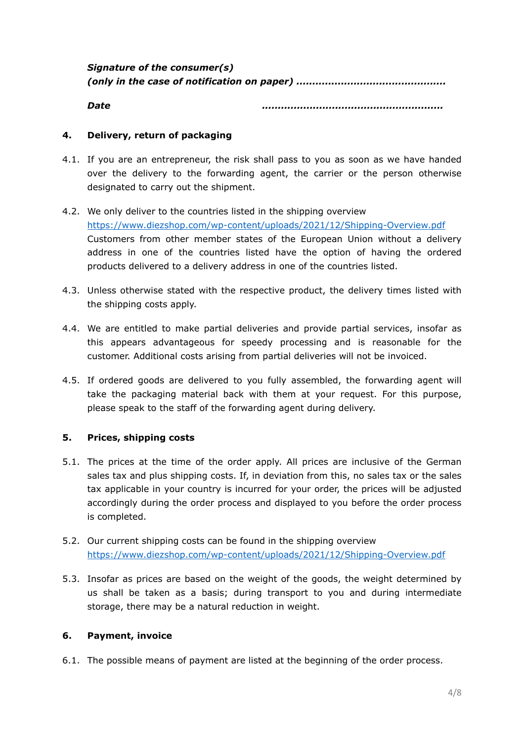***Signature of the consumer(s)***
***(only in the case of notification on paper)*** **..............................................**

***Date*** **.......................................................**

## 4. Delivery, return of packaging

4.1. If you are an entrepreneur, the risk shall pass to you as soon as we have handed over the delivery to the forwarding agent, the carrier or the person otherwise designated to carry out the shipment.

4.2. We only deliver to the countries listed in the shipping overview [https://www.diezshop.com/wp-content/uploads/2021/12/Shipping-Overview.pdf](https://www.diezshop.com/wp-content/uploads/2021/12/Shipping-Overview.pdf) Customers from other member states of the European Union without a delivery address in one of the countries listed have the option of having the ordered products delivered to a delivery address in one of the countries listed.

4.3. Unless otherwise stated with the respective product, the delivery times listed with the shipping costs apply.

4.4. We are entitled to make partial deliveries and provide partial services, insofar as this appears advantageous for speedy processing and is reasonable for the customer. Additional costs arising from partial deliveries will not be invoiced.

4.5. If ordered goods are delivered to you fully assembled, the forwarding agent will take the packaging material back with them at your request. For this purpose, please speak to the staff of the forwarding agent during delivery.

## 5. Prices, shipping costs

5.1. The prices at the time of the order apply. All prices are inclusive of the German sales tax and plus shipping costs. If, in deviation from this, no sales tax or the sales tax applicable in your country is incurred for your order, the prices will be adjusted accordingly during the order process and displayed to you before the order process is completed.

5.2. Our current shipping costs can be found in the shipping overview [https://www.diezshop.com/wp-content/uploads/2021/12/Shipping-Overview.pdf](https://www.diezshop.com/wp-content/uploads/2021/12/Shipping-Overview.pdf)

5.3. Insofar as prices are based on the weight of the goods, the weight determined by us shall be taken as a basis; during transport to you and during intermediate storage, there may be a natural reduction in weight.

## 6. Payment, invoice

6.1. The possible means of payment are listed at the beginning of the order process.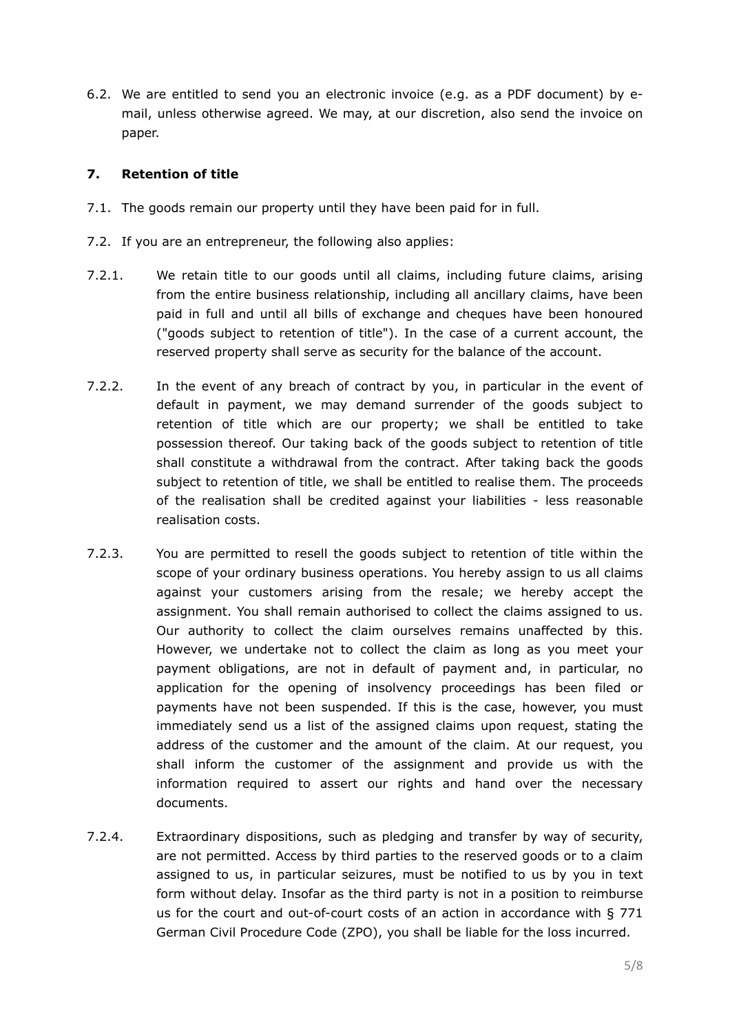6.2. We are entitled to send you an electronic invoice (e.g. as a PDF document) by e-mail, unless otherwise agreed. We may, at our discretion, also send the invoice on paper.

## 7. Retention of title

7.1. The goods remain our property until they have been paid for in full.

7.2. If you are an entrepreneur, the following also applies:

7.2.1. We retain title to our goods until all claims, including future claims, arising from the entire business relationship, including all ancillary claims, have been paid in full and until all bills of exchange and cheques have been honoured ("goods subject to retention of title"). In the case of a current account, the reserved property shall serve as security for the balance of the account.

7.2.2. In the event of any breach of contract by you, in particular in the event of default in payment, we may demand surrender of the goods subject to retention of title which are our property; we shall be entitled to take possession thereof. Our taking back of the goods subject to retention of title shall constitute a withdrawal from the contract. After taking back the goods subject to retention of title, we shall be entitled to realise them. The proceeds of the realisation shall be credited against your liabilities - less reasonable realisation costs.

7.2.3. You are permitted to resell the goods subject to retention of title within the scope of your ordinary business operations. You hereby assign to us all claims against your customers arising from the resale; we hereby accept the assignment. You shall remain authorised to collect the claims assigned to us. Our authority to collect the claim ourselves remains unaffected by this. However, we undertake not to collect the claim as long as you meet your payment obligations, are not in default of payment and, in particular, no application for the opening of insolvency proceedings has been filed or payments have not been suspended. If this is the case, however, you must immediately send us a list of the assigned claims upon request, stating the address of the customer and the amount of the claim. At our request, you shall inform the customer of the assignment and provide us with the information required to assert our rights and hand over the necessary documents.

7.2.4. Extraordinary dispositions, such as pledging and transfer by way of security, are not permitted. Access by third parties to the reserved goods or to a claim assigned to us, in particular seizures, must be notified to us by you in text form without delay. Insofar as the third party is not in a position to reimburse us for the court and out-of-court costs of an action in accordance with § 771 German Civil Procedure Code (ZPO), you shall be liable for the loss incurred.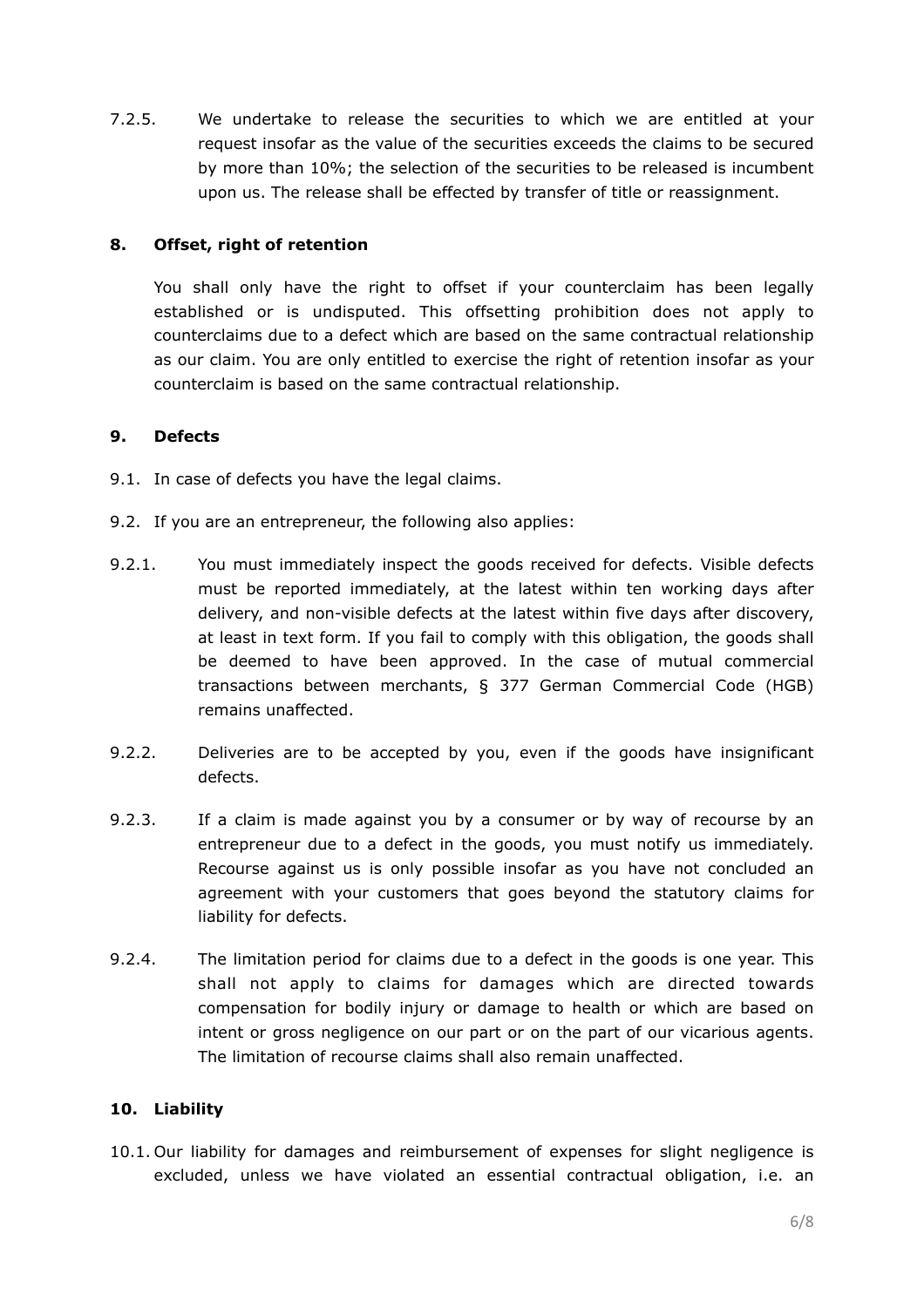7.2.5. We undertake to release the securities to which we are entitled at your request insofar as the value of the securities exceeds the claims to be secured by more than 10%; the selection of the securities to be released is incumbent upon us. The release shall be effected by transfer of title or reassignment.

## 8. Offset, right of retention

You shall only have the right to offset if your counterclaim has been legally established or is undisputed. This offsetting prohibition does not apply to counterclaims due to a defect which are based on the same contractual relationship as our claim. You are only entitled to exercise the right of retention insofar as your counterclaim is based on the same contractual relationship.

## 9. Defects

9.1. In case of defects you have the legal claims.

9.2. If you are an entrepreneur, the following also applies:

9.2.1. You must immediately inspect the goods received for defects. Visible defects must be reported immediately, at the latest within ten working days after delivery, and non-visible defects at the latest within five days after discovery, at least in text form. If you fail to comply with this obligation, the goods shall be deemed to have been approved. In the case of mutual commercial transactions between merchants, § 377 German Commercial Code (HGB) remains unaffected.

9.2.2. Deliveries are to be accepted by you, even if the goods have insignificant defects.

9.2.3. If a claim is made against you by a consumer or by way of recourse by an entrepreneur due to a defect in the goods, you must notify us immediately. Recourse against us is only possible insofar as you have not concluded an agreement with your customers that goes beyond the statutory claims for liability for defects.

9.2.4. The limitation period for claims due to a defect in the goods is one year. This shall not apply to claims for damages which are directed towards compensation for bodily injury or damage to health or which are based on intent or gross negligence on our part or on the part of our vicarious agents. The limitation of recourse claims shall also remain unaffected.

## 10. Liability

10.1. Our liability for damages and reimbursement of expenses for slight negligence is excluded, unless we have violated an essential contractual obligation, i.e. an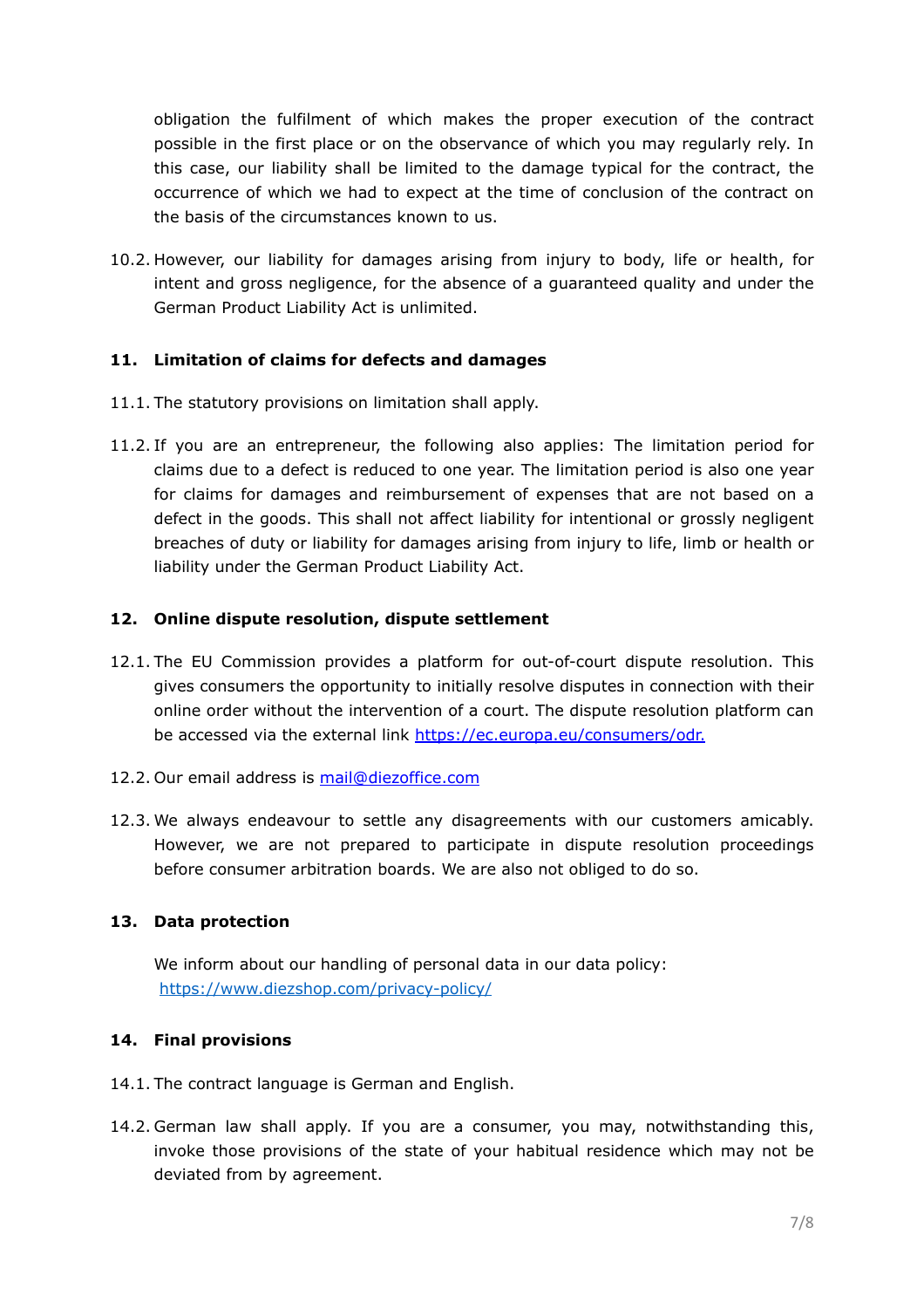obligation the fulfilment of which makes the proper execution of the contract possible in the first place or on the observance of which you may regularly rely. In this case, our liability shall be limited to the damage typical for the contract, the occurrence of which we had to expect at the time of conclusion of the contract on the basis of the circumstances known to us.

10.2. However, our liability for damages arising from injury to body, life or health, for intent and gross negligence, for the absence of a guaranteed quality and under the German Product Liability Act is unlimited.

## 11. Limitation of claims for defects and damages

11.1. The statutory provisions on limitation shall apply.

11.2. If you are an entrepreneur, the following also applies: The limitation period for claims due to a defect is reduced to one year. The limitation period is also one year for claims for damages and reimbursement of expenses that are not based on a defect in the goods. This shall not affect liability for intentional or grossly negligent breaches of duty or liability for damages arising from injury to life, limb or health or liability under the German Product Liability Act.

## 12. Online dispute resolution, dispute settlement

12.1. The EU Commission provides a platform for out-of-court dispute resolution. This gives consumers the opportunity to initially resolve disputes in connection with their online order without the intervention of a court. The dispute resolution platform can be accessed via the external link [https://ec.europa.eu/consumers/odr.](https://ec.europa.eu/consumers/odr)

12.2. Our email address is [mail@diezoffice.com](mailto:mail@diezoffice.com)

12.3. We always endeavour to settle any disagreements with our customers amicably. However, we are not prepared to participate in dispute resolution proceedings before consumer arbitration boards. We are also not obliged to do so.

## 13. Data protection

We inform about our handling of personal data in our data policy: [https://www.diezshop.com/privacy-policy/](https://www.diezshop.com/privacy-policy/)

## 14. Final provisions

14.1. The contract language is German and English.

14.2. German law shall apply. If you are a consumer, you may, notwithstanding this, invoke those provisions of the state of your habitual residence which may not be deviated from by agreement.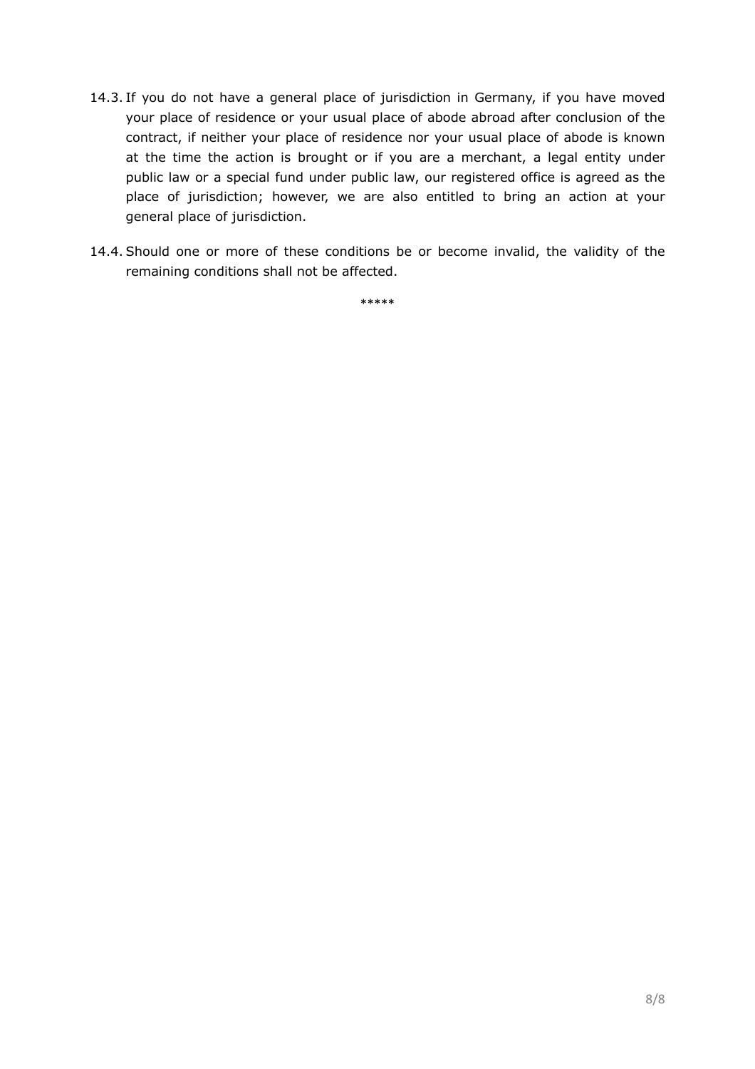14.3. If you do not have a general place of jurisdiction in Germany, if you have moved your place of residence or your usual place of abode abroad after conclusion of the contract, if neither your place of residence nor your usual place of abode is known at the time the action is brought or if you are a merchant, a legal entity under public law or a special fund under public law, our registered office is agreed as the place of jurisdiction; however, we are also entitled to bring an action at your general place of jurisdiction.

14.4. Should one or more of these conditions be or become invalid, the validity of the remaining conditions shall not be affected.

*****